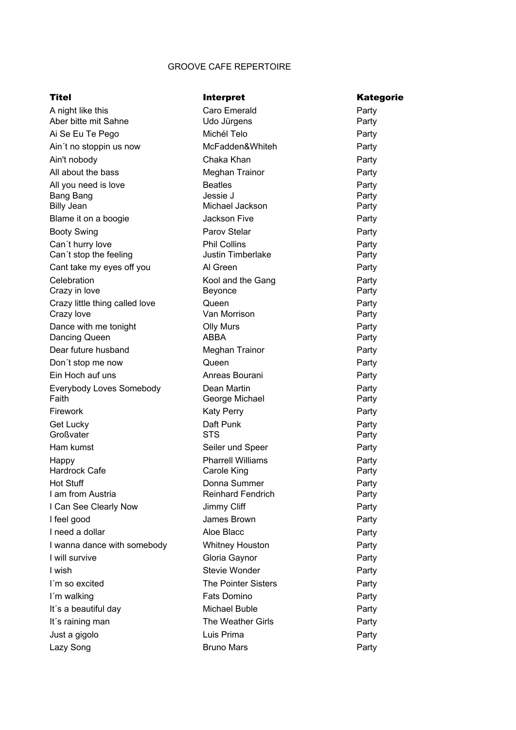GROOVE CAFE REPERTOIRE

| Titel | Interpret | Kategorie |
| --- | --- | --- |
| A night like this | Caro Emerald | Party |
| Aber bitte mit Sahne | Udo Jürgens | Party |
| Ai Se Eu Te Pego | Michél Telo | Party |
| Ain´t no stoppin us now | McFadden&Whiteh | Party |
| Ain't nobody | Chaka Khan | Party |
| All about the bass | Meghan Trainor | Party |
| All you need is love | Beatles | Party |
| Bang Bang | Jessie J | Party |
| Billy Jean | Michael Jackson | Party |
| Blame it on a boogie | Jackson Five | Party |
| Booty Swing | Parov Stelar | Party |
| Can´t hurry love | Phil Collins | Party |
| Can´t stop the feeling | Justin Timberlake | Party |
| Cant take my eyes off you | Al Green | Party |
| Celebration | Kool and the Gang | Party |
| Crazy in love | Beyonce | Party |
| Crazy little thing called love | Queen | Party |
| Crazy love | Van Morrison | Party |
| Dance with me tonight | Olly Murs | Party |
| Dancing Queen | ABBA | Party |
| Dear future husband | Meghan Trainor | Party |
| Don´t stop me now | Queen | Party |
| Ein Hoch auf uns | Anreas Bourani | Party |
| Everybody Loves Somebody | Dean Martin | Party |
| Faith | George Michael | Party |
| Firework | Katy Perry | Party |
| Get Lucky | Daft Punk | Party |
| Großvater | STS | Party |
| Ham kumst | Seiler und Speer | Party |
| Happy | Pharrell Williams | Party |
| Hardrock Cafe | Carole King | Party |
| Hot Stuff | Donna Summer | Party |
| I am from Austria | Reinhard Fendrich | Party |
| I Can See Clearly Now | Jimmy Cliff | Party |
| I feel good | James Brown | Party |
| I need a dollar | Aloe Blacc | Party |
| I wanna dance with somebody | Whitney Houston | Party |
| I will survive | Gloria Gaynor | Party |
| I wish | Stevie Wonder | Party |
| I´m so excited | The Pointer Sisters | Party |
| I´m walking | Fats Domino | Party |
| It´s a beautiful day | Michael Buble | Party |
| It´s raining man | The Weather Girls | Party |
| Just a gigolo | Luis Prima | Party |
| Lazy Song | Bruno Mars | Party |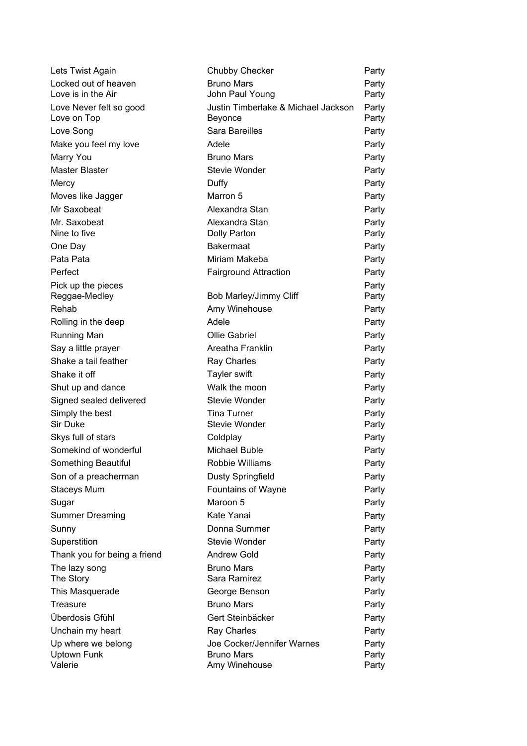| | | |
|---|---|---|
| Lets Twist Again | Chubby Checker | Party |
| Locked out of heaven | Bruno Mars | Party |
| Love is in the Air | John Paul Young | Party |
| Love Never felt so good | Justin Timberlake & Michael Jackson | Party |
| Love on Top | Beyonce | Party |
| Love Song | Sara Bareilles | Party |
| Make you feel my love | Adele | Party |
| Marry You | Bruno Mars | Party |
| Master Blaster | Stevie Wonder | Party |
| Mercy | Duffy | Party |
| Moves like Jagger | Marron 5 | Party |
| Mr Saxobeat | Alexandra Stan | Party |
| Mr. Saxobeat | Alexandra Stan | Party |
| Nine to five | Dolly Parton | Party |
| One Day | Bakermaat | Party |
| Pata Pata | Miriam Makeba | Party |
| Perfect | Fairground Attraction | Party |
| Pick up the pieces | | Party |
| Reggae-Medley | Bob Marley/Jimmy Cliff | Party |
| Rehab | Amy Winehouse | Party |
| Rolling in the deep | Adele | Party |
| Running Man | Ollie Gabriel | Party |
| Say a little prayer | Areatha Franklin | Party |
| Shake a tail feather | Ray Charles | Party |
| Shake it off | Tayler swift | Party |
| Shut up and dance | Walk the moon | Party |
| Signed sealed delivered | Stevie Wonder | Party |
| Simply the best | Tina Turner | Party |
| Sir Duke | Stevie Wonder | Party |
| Skys full of stars | Coldplay | Party |
| Somekind of wonderful | Michael Buble | Party |
| Something Beautiful | Robbie Williams | Party |
| Son of a preacherman | Dusty Springfield | Party |
| Staceys Mum | Fountains of Wayne | Party |
| Sugar | Maroon 5 | Party |
| Summer Dreaming | Kate Yanai | Party |
| Sunny | Donna Summer | Party |
| Superstition | Stevie Wonder | Party |
| Thank you for being a friend | Andrew Gold | Party |
| The lazy song | Bruno Mars | Party |
| The Story | Sara Ramirez | Party |
| This Masquerade | George Benson | Party |
| Treasure | Bruno Mars | Party |
| Überdosis Gfühl | Gert Steinbäcker | Party |
| Unchain my heart | Ray Charles | Party |
| Up where we belong | Joe Cocker/Jennifer Warnes | Party |
| Uptown Funk | Bruno Mars | Party |
| Valerie | Amy Winehouse | Party |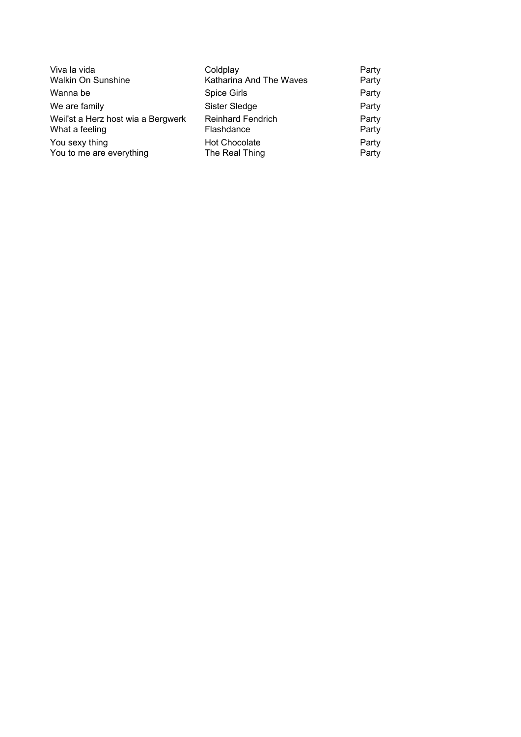| | | |
|---|---|---|
| Viva la vida | Coldplay | Party |
| Walkin On Sunshine | Katharina And The Waves | Party |
| Wanna be | Spice Girls | Party |
| We are family | Sister Sledge | Party |
| Weil'st a Herz host wia a Bergwerk | Reinhard Fendrich | Party |
| What a feeling | Flashdance | Party |
| You sexy thing | Hot Chocolate | Party |
| You to me are everything | The Real Thing | Party |